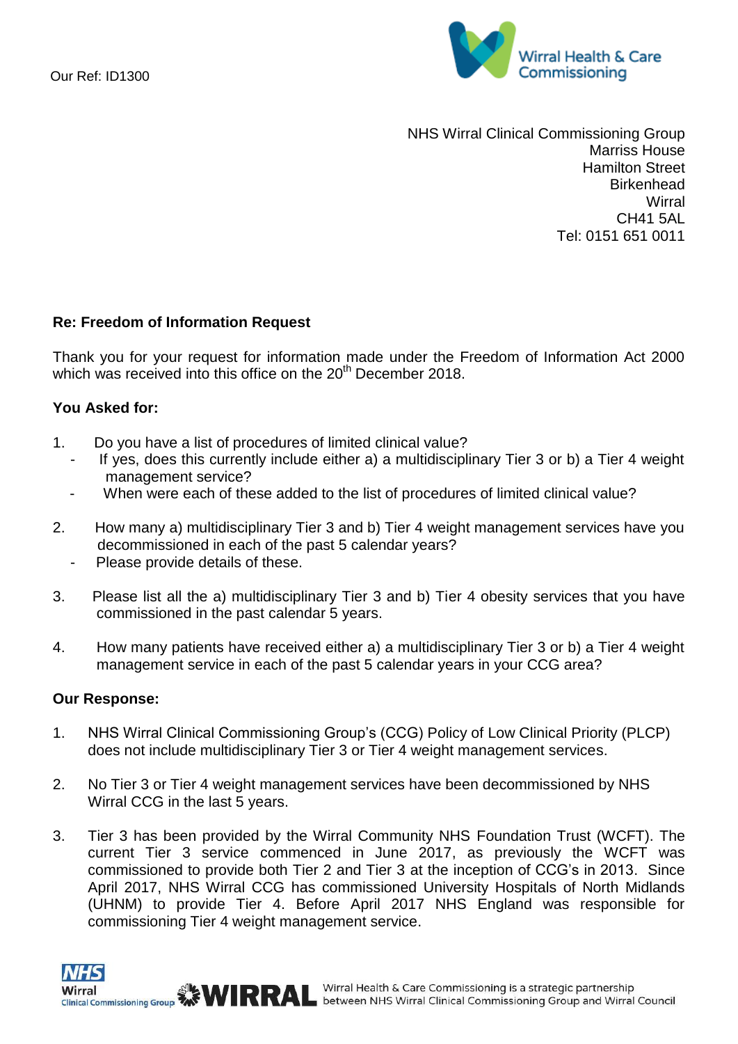Our Ref: ID1300

Wirral Health & Care Commissioning

NHS Wirral Clinical Commissioning Group
Marriss House
Hamilton Street
Birkenhead
Wirral
CH41 5AL
Tel: 0151 651 0011

**Re: Freedom of Information Request**

Thank you for your request for information made under the Freedom of Information Act 2000 which was received into this office on the 20th December 2018.

**You Asked for:**

1. Do you have a list of procedures of limited clinical value?
   - If yes, does this currently include either a) a multidisciplinary Tier 3 or b) a Tier 4 weight management service?
   - When were each of these added to the list of procedures of limited clinical value?

2. How many a) multidisciplinary Tier 3 and b) Tier 4 weight management services have you decommissioned in each of the past 5 calendar years?
   - Please provide details of these.

3. Please list all the a) multidisciplinary Tier 3 and b) Tier 4 obesity services that you have commissioned in the past calendar 5 years.

4. How many patients have received either a) a multidisciplinary Tier 3 or b) a Tier 4 weight management service in each of the past 5 calendar years in your CCG area?

**Our Response:**

1. NHS Wirral Clinical Commissioning Group's (CCG) Policy of Low Clinical Priority (PLCP) does not include multidisciplinary Tier 3 or Tier 4 weight management services.

2. No Tier 3 or Tier 4 weight management services have been decommissioned by NHS Wirral CCG in the last 5 years.

3. Tier 3 has been provided by the Wirral Community NHS Foundation Trust (WCFT). The current Tier 3 service commenced in June 2017, as previously the WCFT was commissioned to provide both Tier 2 and Tier 3 at the inception of CCG's in 2013. Since April 2017, NHS Wirral CCG has commissioned University Hospitals of North Midlands (UHNM) to provide Tier 4. Before April 2017 NHS England was responsible for commissioning Tier 4 weight management service.

NHS Wirral Clinical Commissioning Group WIRRAL Wirral Health & Care Commissioning is a strategic partnership between NHS Wirral Clinical Commissioning Group and Wirral Council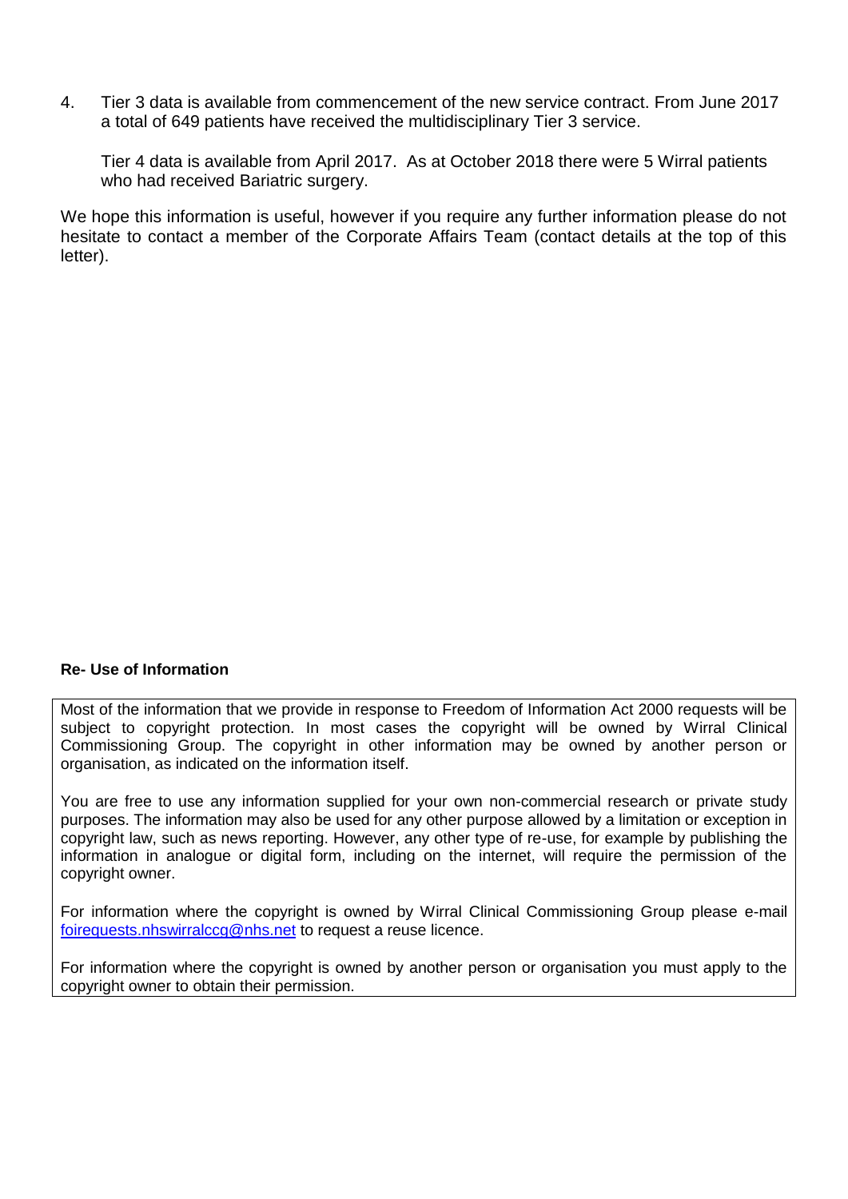4. Tier 3 data is available from commencement of the new service contract. From June 2017 a total of 649 patients have received the multidisciplinary Tier 3 service.

   Tier 4 data is available from April 2017. As at October 2018 there were 5 Wirral patients who had received Bariatric surgery.

We hope this information is useful, however if you require any further information please do not hesitate to contact a member of the Corporate Affairs Team (contact details at the top of this letter).

**Re- Use of Information**

Most of the information that we provide in response to Freedom of Information Act 2000 requests will be subject to copyright protection. In most cases the copyright will be owned by Wirral Clinical Commissioning Group. The copyright in other information may be owned by another person or organisation, as indicated on the information itself.

You are free to use any information supplied for your own non-commercial research or private study purposes. The information may also be used for any other purpose allowed by a limitation or exception in copyright law, such as news reporting. However, any other type of re-use, for example by publishing the information in analogue or digital form, including on the internet, will require the permission of the copyright owner.

For information where the copyright is owned by Wirral Clinical Commissioning Group please e-mail foirequests.nhswirralccg@nhs.net to request a reuse licence.

For information where the copyright is owned by another person or organisation you must apply to the copyright owner to obtain their permission.